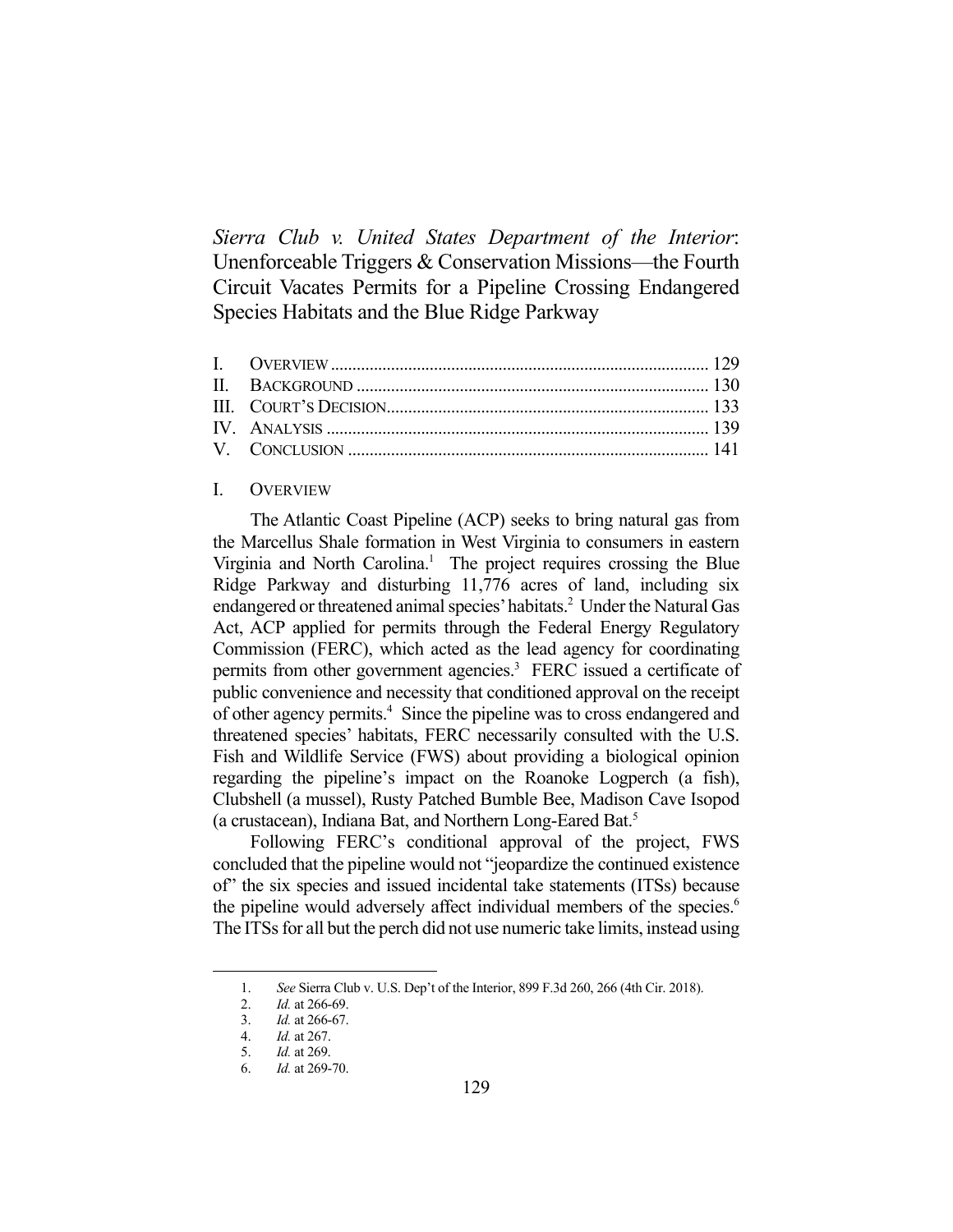# *Sierra Club v. United States Department of the Interior*: Unenforceable Triggers & Conservation Missions—the Fourth Circuit Vacates Permits for a Pipeline Crossing Endangered Species Habitats and the Blue Ridge Parkway

| | |
|---|---|
| I. OVERVIEW | 129 |
| II. BACKGROUND | 130 |
| III. COURT'S DECISION | 133 |
| IV. ANALYSIS | 139 |
| V. CONCLUSION | 141 |

## I. OVERVIEW

The Atlantic Coast Pipeline (ACP) seeks to bring natural gas from the Marcellus Shale formation in West Virginia to consumers in eastern Virginia and North Carolina.[1] The project requires crossing the Blue Ridge Parkway and disturbing 11,776 acres of land, including six endangered or threatened animal species' habitats.[2] Under the Natural Gas Act, ACP applied for permits through the Federal Energy Regulatory Commission (FERC), which acted as the lead agency for coordinating permits from other government agencies.[3] FERC issued a certificate of public convenience and necessity that conditioned approval on the receipt of other agency permits.[4] Since the pipeline was to cross endangered and threatened species' habitats, FERC necessarily consulted with the U.S. Fish and Wildlife Service (FWS) about providing a biological opinion regarding the pipeline's impact on the Roanoke Logperch (a fish), Clubshell (a mussel), Rusty Patched Bumble Bee, Madison Cave Isopod (a crustacean), Indiana Bat, and Northern Long-Eared Bat.[5]

Following FERC's conditional approval of the project, FWS concluded that the pipeline would not "jeopardize the continued existence of" the six species and issued incidental take statements (ITSs) because the pipeline would adversely affect individual members of the species.[6] The ITSs for all but the perch did not use numeric take limits, instead using

---

1. *See* Sierra Club v. U.S. Dep't of the Interior, 899 F.3d 260, 266 (4th Cir. 2018).
2. *Id.* at 266-69.
3. *Id.* at 266-67.
4. *Id.* at 267.
5. *Id.* at 269.
6. *Id.* at 269-70.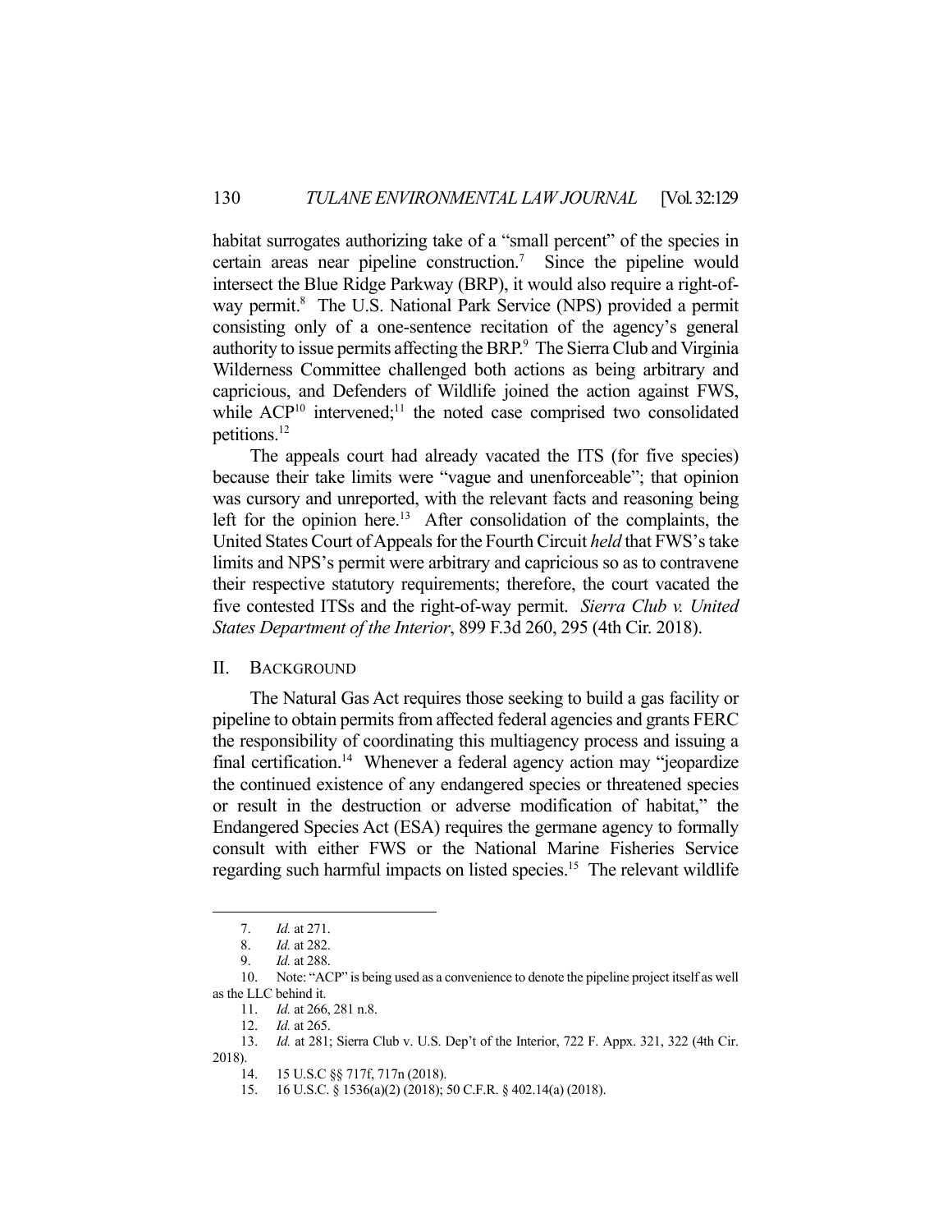habitat surrogates authorizing take of a "small percent" of the species in certain areas near pipeline construction.[7] Since the pipeline would intersect the Blue Ridge Parkway (BRP), it would also require a right-of-way permit.[8] The U.S. National Park Service (NPS) provided a permit consisting only of a one-sentence recitation of the agency's general authority to issue permits affecting the BRP.[9] The Sierra Club and Virginia Wilderness Committee challenged both actions as being arbitrary and capricious, and Defenders of Wildlife joined the action against FWS, while ACP[10] intervened;[11] the noted case comprised two consolidated petitions.[12]

The appeals court had already vacated the ITS (for five species) because their take limits were "vague and unenforceable"; that opinion was cursory and unreported, with the relevant facts and reasoning being left for the opinion here.[13] After consolidation of the complaints, the United States Court of Appeals for the Fourth Circuit *held* that FWS's take limits and NPS's permit were arbitrary and capricious so as to contravene their respective statutory requirements; therefore, the court vacated the five contested ITSs and the right-of-way permit. *Sierra Club v. United States Department of the Interior*, 899 F.3d 260, 295 (4th Cir. 2018).

## II. BACKGROUND

The Natural Gas Act requires those seeking to build a gas facility or pipeline to obtain permits from affected federal agencies and grants FERC the responsibility of coordinating this multiagency process and issuing a final certification.[14] Whenever a federal agency action may "jeopardize the continued existence of any endangered species or threatened species or result in the destruction or adverse modification of habitat," the Endangered Species Act (ESA) requires the germane agency to formally consult with either FWS or the National Marine Fisheries Service regarding such harmful impacts on listed species.[15] The relevant wildlife

---

7. *Id.* at 271.
8. *Id.* at 282.
9. *Id.* at 288.
10. Note: "ACP" is being used as a convenience to denote the pipeline project itself as well as the LLC behind it.
11. *Id.* at 266, 281 n.8.
12. *Id.* at 265.
13. *Id.* at 281; Sierra Club v. U.S. Dep't of the Interior, 722 F. Appx. 321, 322 (4th Cir. 2018).
14. 15 U.S.C §§ 717f, 717n (2018).
15. 16 U.S.C. § 1536(a)(2) (2018); 50 C.F.R. § 402.14(a) (2018).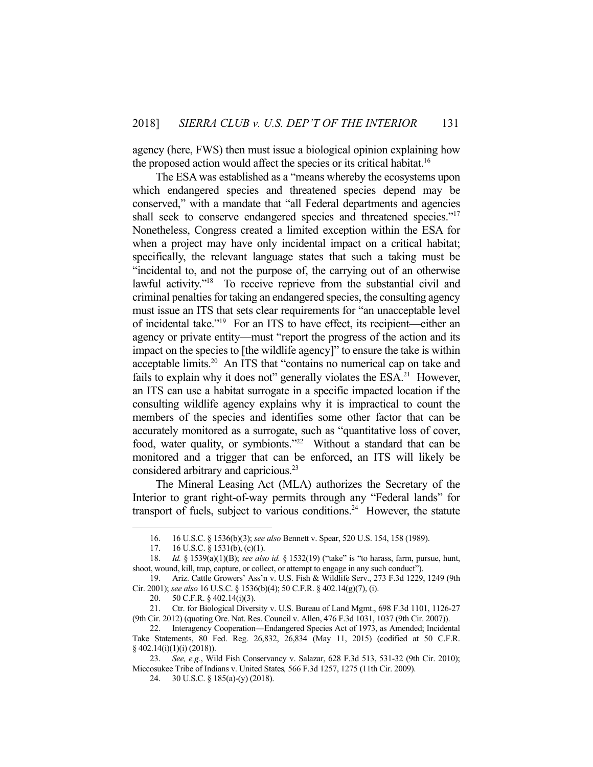agency (here, FWS) then must issue a biological opinion explaining how the proposed action would affect the species or its critical habitat.[16]

The ESA was established as a "means whereby the ecosystems upon which endangered species and threatened species depend may be conserved," with a mandate that "all Federal departments and agencies shall seek to conserve endangered species and threatened species."[17] Nonetheless, Congress created a limited exception within the ESA for when a project may have only incidental impact on a critical habitat; specifically, the relevant language states that such a taking must be "incidental to, and not the purpose of, the carrying out of an otherwise lawful activity."[18] To receive reprieve from the substantial civil and criminal penalties for taking an endangered species, the consulting agency must issue an ITS that sets clear requirements for "an unacceptable level of incidental take."[19] For an ITS to have effect, its recipient—either an agency or private entity—must "report the progress of the action and its impact on the species to [the wildlife agency]" to ensure the take is within acceptable limits.[20] An ITS that "contains no numerical cap on take and fails to explain why it does not" generally violates the ESA.[21] However, an ITS can use a habitat surrogate in a specific impacted location if the consulting wildlife agency explains why it is impractical to count the members of the species and identifies some other factor that can be accurately monitored as a surrogate, such as "quantitative loss of cover, food, water quality, or symbionts."[22] Without a standard that can be monitored and a trigger that can be enforced, an ITS will likely be considered arbitrary and capricious.[23]

The Mineral Leasing Act (MLA) authorizes the Secretary of the Interior to grant right-of-way permits through any "Federal lands" for transport of fuels, subject to various conditions.[24] However, the statute

---

16. 16 U.S.C. § 1536(b)(3); *see also* Bennett v. Spear, 520 U.S. 154, 158 (1989).

17. 16 U.S.C. § 1531(b), (c)(1).

18. *Id.* § 1539(a)(1)(B); *see also id.* § 1532(19) ("take" is "to harass, farm, pursue, hunt, shoot, wound, kill, trap, capture, or collect, or attempt to engage in any such conduct").

19. Ariz. Cattle Growers' Ass'n v. U.S. Fish & Wildlife Serv., 273 F.3d 1229, 1249 (9th Cir. 2001); *see also* 16 U.S.C. § 1536(b)(4); 50 C.F.R. § 402.14(g)(7), (i).

20. 50 C.F.R. § 402.14(i)(3).

21. Ctr. for Biological Diversity v. U.S. Bureau of Land Mgmt., 698 F.3d 1101, 1126-27 (9th Cir. 2012) (quoting Ore. Nat. Res. Council v. Allen, 476 F.3d 1031, 1037 (9th Cir. 2007)).

22. Interagency Cooperation—Endangered Species Act of 1973, as Amended; Incidental Take Statements, 80 Fed. Reg. 26,832, 26,834 (May 11, 2015) (codified at 50 C.F.R. § 402.14(i)(1)(i) (2018)).

23. *See, e.g.*, Wild Fish Conservancy v. Salazar, 628 F.3d 513, 531-32 (9th Cir. 2010); Miccosukee Tribe of Indians v. United States*,* 566 F.3d 1257, 1275 (11th Cir. 2009).

24. 30 U.S.C. § 185(a)-(y) (2018).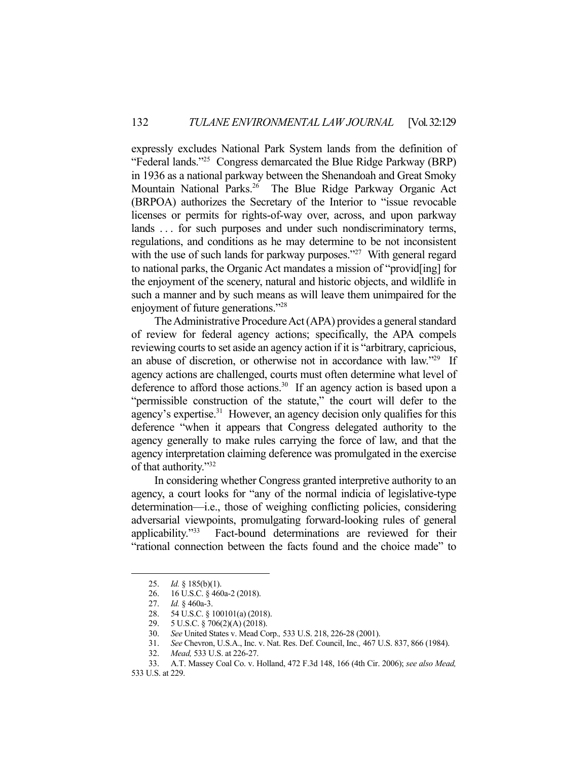expressly excludes National Park System lands from the definition of "Federal lands."[25] Congress demarcated the Blue Ridge Parkway (BRP) in 1936 as a national parkway between the Shenandoah and Great Smoky Mountain National Parks.[26] The Blue Ridge Parkway Organic Act (BRPOA) authorizes the Secretary of the Interior to "issue revocable licenses or permits for rights-of-way over, across, and upon parkway lands . . . for such purposes and under such nondiscriminatory terms, regulations, and conditions as he may determine to be not inconsistent with the use of such lands for parkway purposes."[27] With general regard to national parks, the Organic Act mandates a mission of "provid[ing] for the enjoyment of the scenery, natural and historic objects, and wildlife in such a manner and by such means as will leave them unimpaired for the enjoyment of future generations."[28]

The Administrative Procedure Act (APA) provides a general standard of review for federal agency actions; specifically, the APA compels reviewing courts to set aside an agency action if it is "arbitrary, capricious, an abuse of discretion, or otherwise not in accordance with law."[29] If agency actions are challenged, courts must often determine what level of deference to afford those actions.[30] If an agency action is based upon a "permissible construction of the statute," the court will defer to the agency's expertise.[31] However, an agency decision only qualifies for this deference "when it appears that Congress delegated authority to the agency generally to make rules carrying the force of law, and that the agency interpretation claiming deference was promulgated in the exercise of that authority."[32]

In considering whether Congress granted interpretive authority to an agency, a court looks for "any of the normal indicia of legislative-type determination—i.e., those of weighing conflicting policies, considering adversarial viewpoints, promulgating forward-looking rules of general applicability."[33] Fact-bound determinations are reviewed for their "rational connection between the facts found and the choice made" to

---

25. *Id.* § 185(b)(1).
26. 16 U.S.C. § 460a-2 (2018).
27. *Id.* § 460a-3.
28. 54 U.S.C. § 100101(a) (2018).
29. 5 U.S.C. § 706(2)(A) (2018).
30. *See* United States v. Mead Corp.*,* 533 U.S. 218, 226-28 (2001).
31. *See* Chevron, U.S.A., Inc. v. Nat. Res. Def. Council, Inc.*,* 467 U.S. 837, 866 (1984).
32. *Mead,* 533 U.S. at 226-27.
33. A.T. Massey Coal Co. v. Holland, 472 F.3d 148, 166 (4th Cir. 2006); *see also Mead,* 533 U.S. at 229.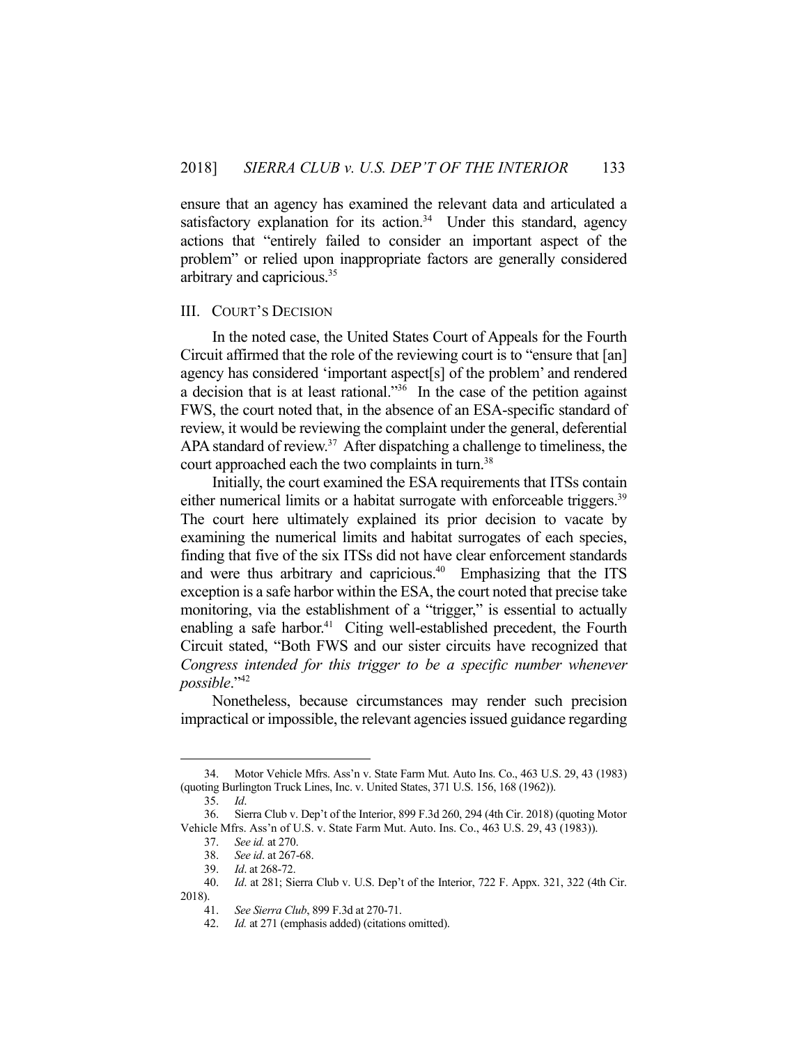ensure that an agency has examined the relevant data and articulated a satisfactory explanation for its action.[34] Under this standard, agency actions that "entirely failed to consider an important aspect of the problem" or relied upon inappropriate factors are generally considered arbitrary and capricious.[35]

## III. COURT'S DECISION

In the noted case, the United States Court of Appeals for the Fourth Circuit affirmed that the role of the reviewing court is to "ensure that [an] agency has considered 'important aspect[s] of the problem' and rendered a decision that is at least rational."[36] In the case of the petition against FWS, the court noted that, in the absence of an ESA-specific standard of review, it would be reviewing the complaint under the general, deferential APA standard of review.[37] After dispatching a challenge to timeliness, the court approached each the two complaints in turn.[38]

Initially, the court examined the ESA requirements that ITSs contain either numerical limits or a habitat surrogate with enforceable triggers.[39] The court here ultimately explained its prior decision to vacate by examining the numerical limits and habitat surrogates of each species, finding that five of the six ITSs did not have clear enforcement standards and were thus arbitrary and capricious.[40] Emphasizing that the ITS exception is a safe harbor within the ESA, the court noted that precise take monitoring, via the establishment of a "trigger," is essential to actually enabling a safe harbor.[41] Citing well-established precedent, the Fourth Circuit stated, "Both FWS and our sister circuits have recognized that *Congress intended for this trigger to be a specific number whenever possible*."[42]

Nonetheless, because circumstances may render such precision impractical or impossible, the relevant agencies issued guidance regarding

---

34. Motor Vehicle Mfrs. Ass'n v. State Farm Mut. Auto Ins. Co., 463 U.S. 29, 43 (1983) (quoting Burlington Truck Lines, Inc. v. United States, 371 U.S. 156, 168 (1962)).

35. *Id*.

36. Sierra Club v. Dep't of the Interior, 899 F.3d 260, 294 (4th Cir. 2018) (quoting Motor Vehicle Mfrs. Ass'n of U.S. v. State Farm Mut. Auto. Ins. Co., 463 U.S. 29, 43 (1983)).

37. *See id.* at 270.

38. *See id*. at 267-68.

39. *Id*. at 268-72.

40. *Id*. at 281; Sierra Club v. U.S. Dep't of the Interior, 722 F. Appx. 321, 322 (4th Cir. 2018).

41. *See Sierra Club*, 899 F.3d at 270-71.

42. *Id.* at 271 (emphasis added) (citations omitted).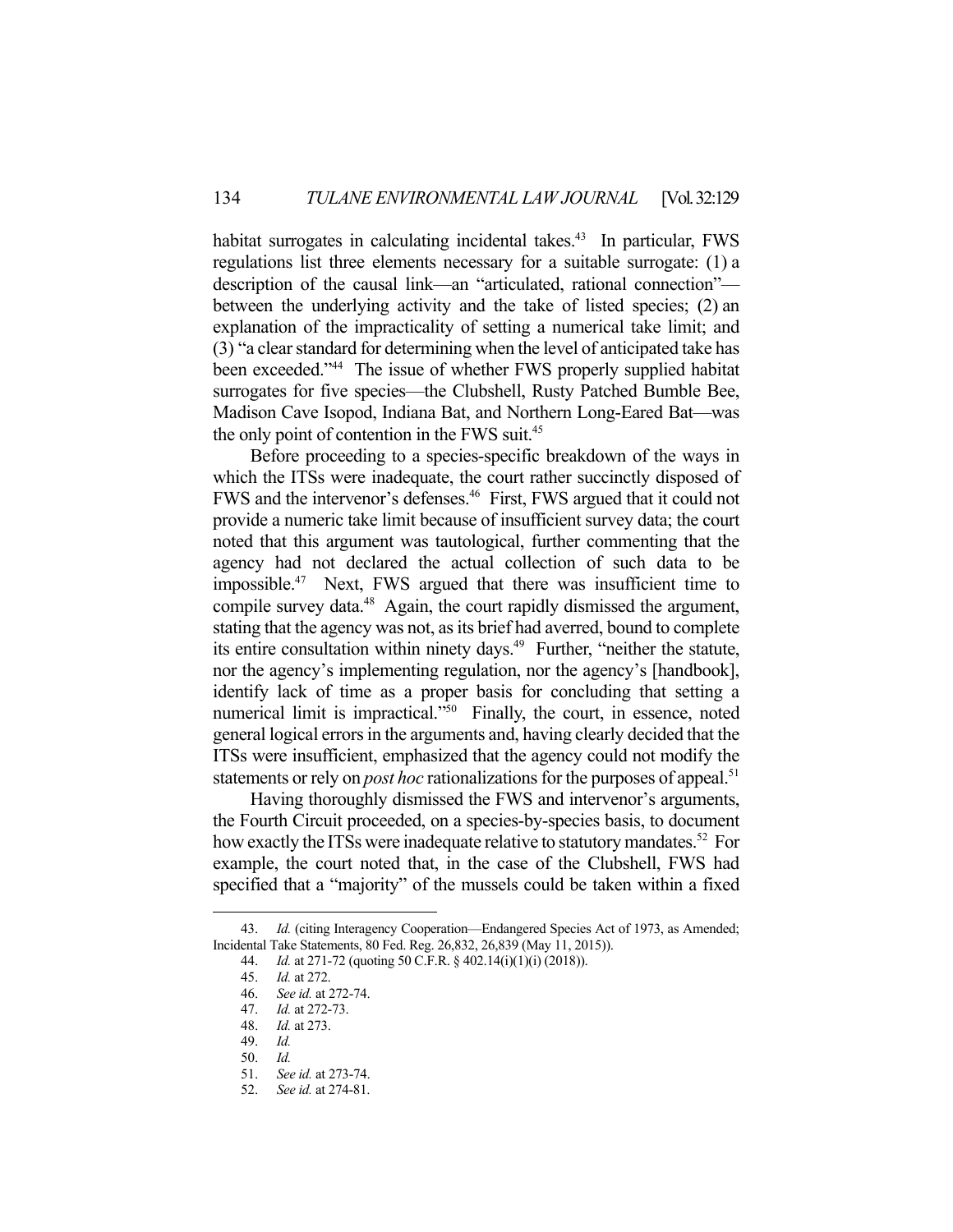habitat surrogates in calculating incidental takes.[43] In particular, FWS regulations list three elements necessary for a suitable surrogate: (1) a description of the causal link—an "articulated, rational connection"—between the underlying activity and the take of listed species; (2) an explanation of the impracticality of setting a numerical take limit; and (3) "a clear standard for determining when the level of anticipated take has been exceeded."[44] The issue of whether FWS properly supplied habitat surrogates for five species—the Clubshell, Rusty Patched Bumble Bee, Madison Cave Isopod, Indiana Bat, and Northern Long-Eared Bat—was the only point of contention in the FWS suit.[45]

Before proceeding to a species-specific breakdown of the ways in which the ITSs were inadequate, the court rather succinctly disposed of FWS and the intervenor's defenses.[46] First, FWS argued that it could not provide a numeric take limit because of insufficient survey data; the court noted that this argument was tautological, further commenting that the agency had not declared the actual collection of such data to be impossible.[47] Next, FWS argued that there was insufficient time to compile survey data.[48] Again, the court rapidly dismissed the argument, stating that the agency was not, as its brief had averred, bound to complete its entire consultation within ninety days.[49] Further, "neither the statute, nor the agency's implementing regulation, nor the agency's [handbook], identify lack of time as a proper basis for concluding that setting a numerical limit is impractical."[50] Finally, the court, in essence, noted general logical errors in the arguments and, having clearly decided that the ITSs were insufficient, emphasized that the agency could not modify the statements or rely on *post hoc* rationalizations for the purposes of appeal.[51]

Having thoroughly dismissed the FWS and intervenor's arguments, the Fourth Circuit proceeded, on a species-by-species basis, to document how exactly the ITSs were inadequate relative to statutory mandates.[52] For example, the court noted that, in the case of the Clubshell, FWS had specified that a "majority" of the mussels could be taken within a fixed

---

43. *Id.* (citing Interagency Cooperation—Endangered Species Act of 1973, as Amended; Incidental Take Statements, 80 Fed. Reg. 26,832, 26,839 (May 11, 2015)).

44. *Id.* at 271-72 (quoting 50 C.F.R. § 402.14(i)(1)(i) (2018)).

45. *Id.* at 272.

46. *See id.* at 272-74.

47. *Id.* at 272-73.

48. *Id.* at 273.

49. *Id.*

50. *Id.*

51. *See id.* at 273-74.

52. *See id.* at 274-81.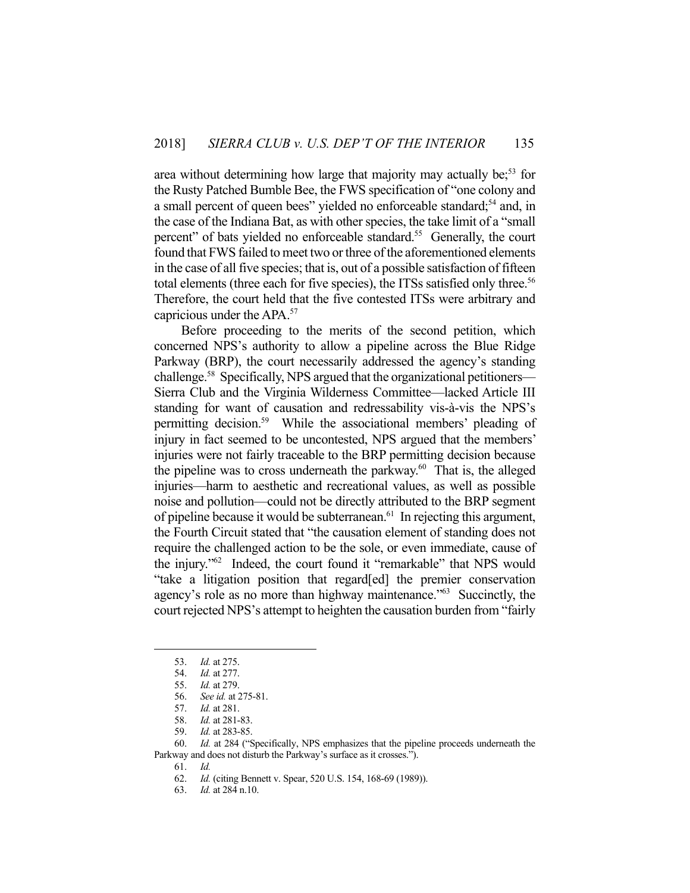area without determining how large that majority may actually be;[53] for the Rusty Patched Bumble Bee, the FWS specification of "one colony and a small percent of queen bees" yielded no enforceable standard;[54] and, in the case of the Indiana Bat, as with other species, the take limit of a "small percent" of bats yielded no enforceable standard.[55] Generally, the court found that FWS failed to meet two or three of the aforementioned elements in the case of all five species; that is, out of a possible satisfaction of fifteen total elements (three each for five species), the ITSs satisfied only three.[56] Therefore, the court held that the five contested ITSs were arbitrary and capricious under the APA.[57]

Before proceeding to the merits of the second petition, which concerned NPS's authority to allow a pipeline across the Blue Ridge Parkway (BRP), the court necessarily addressed the agency's standing challenge.[58] Specifically, NPS argued that the organizational petitioners—Sierra Club and the Virginia Wilderness Committee—lacked Article III standing for want of causation and redressability vis-à-vis the NPS's permitting decision.[59] While the associational members' pleading of injury in fact seemed to be uncontested, NPS argued that the members' injuries were not fairly traceable to the BRP permitting decision because the pipeline was to cross underneath the parkway.[60] That is, the alleged injuries—harm to aesthetic and recreational values, as well as possible noise and pollution—could not be directly attributed to the BRP segment of pipeline because it would be subterranean.[61] In rejecting this argument, the Fourth Circuit stated that "the causation element of standing does not require the challenged action to be the sole, or even immediate, cause of the injury."[62] Indeed, the court found it "remarkable" that NPS would "take a litigation position that regard[ed] the premier conservation agency's role as no more than highway maintenance."[63] Succinctly, the court rejected NPS's attempt to heighten the causation burden from "fairly

---

53. *Id.* at 275.
54. *Id.* at 277.
55. *Id.* at 279.
56. *See id.* at 275-81.
57. *Id.* at 281.
58. *Id.* at 281-83.
59. *Id.* at 283-85.
60. *Id.* at 284 ("Specifically, NPS emphasizes that the pipeline proceeds underneath the Parkway and does not disturb the Parkway's surface as it crosses.").
61. *Id.*
62. *Id.* (citing Bennett v. Spear, 520 U.S. 154, 168-69 (1989)).
63. *Id.* at 284 n.10.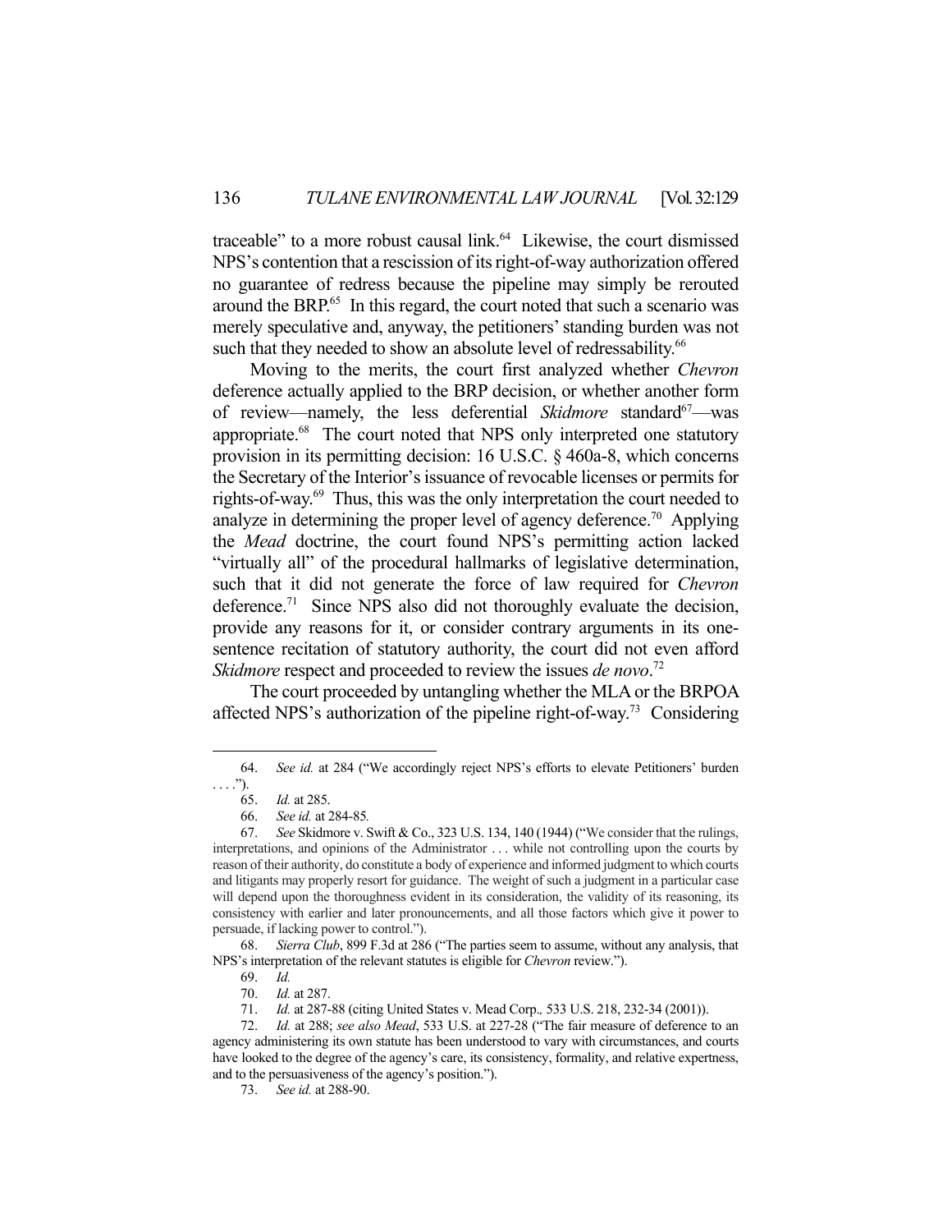traceable" to a more robust causal link.[64] Likewise, the court dismissed NPS's contention that a rescission of its right-of-way authorization offered no guarantee of redress because the pipeline may simply be rerouted around the BRP.[65] In this regard, the court noted that such a scenario was merely speculative and, anyway, the petitioners' standing burden was not such that they needed to show an absolute level of redressability.[66]

Moving to the merits, the court first analyzed whether *Chevron* deference actually applied to the BRP decision, or whether another form of review—namely, the less deferential *Skidmore* standard[67]—was appropriate.[68] The court noted that NPS only interpreted one statutory provision in its permitting decision: 16 U.S.C. § 460a-8, which concerns the Secretary of the Interior's issuance of revocable licenses or permits for rights-of-way.[69] Thus, this was the only interpretation the court needed to analyze in determining the proper level of agency deference.[70] Applying the *Mead* doctrine, the court found NPS's permitting action lacked "virtually all" of the procedural hallmarks of legislative determination, such that it did not generate the force of law required for *Chevron* deference.[71] Since NPS also did not thoroughly evaluate the decision, provide any reasons for it, or consider contrary arguments in its one-sentence recitation of statutory authority, the court did not even afford *Skidmore* respect and proceeded to review the issues *de novo*.[72]

The court proceeded by untangling whether the MLA or the BRPOA affected NPS's authorization of the pipeline right-of-way.[73] Considering

---

64. *See id.* at 284 ("We accordingly reject NPS's efforts to elevate Petitioners' burden . . . .").

65. *Id.* at 285.

66. *See id.* at 284-85*.*

67. *See* Skidmore v. Swift & Co., 323 U.S. 134, 140 (1944) ("We consider that the rulings, interpretations, and opinions of the Administrator . . . while not controlling upon the courts by reason of their authority, do constitute a body of experience and informed judgment to which courts and litigants may properly resort for guidance. The weight of such a judgment in a particular case will depend upon the thoroughness evident in its consideration, the validity of its reasoning, its consistency with earlier and later pronouncements, and all those factors which give it power to persuade, if lacking power to control.").

68. *Sierra Club*, 899 F.3d at 286 ("The parties seem to assume, without any analysis, that NPS's interpretation of the relevant statutes is eligible for *Chevron* review.").

69. *Id.*

70. *Id.* at 287.

71. *Id.* at 287-88 (citing United States v. Mead Corp.*,* 533 U.S. 218, 232-34 (2001)).

72. *Id.* at 288; *see also Mead*, 533 U.S. at 227-28 ("The fair measure of deference to an agency administering its own statute has been understood to vary with circumstances, and courts have looked to the degree of the agency's care, its consistency, formality, and relative expertness, and to the persuasiveness of the agency's position.").

73. *See id.* at 288-90.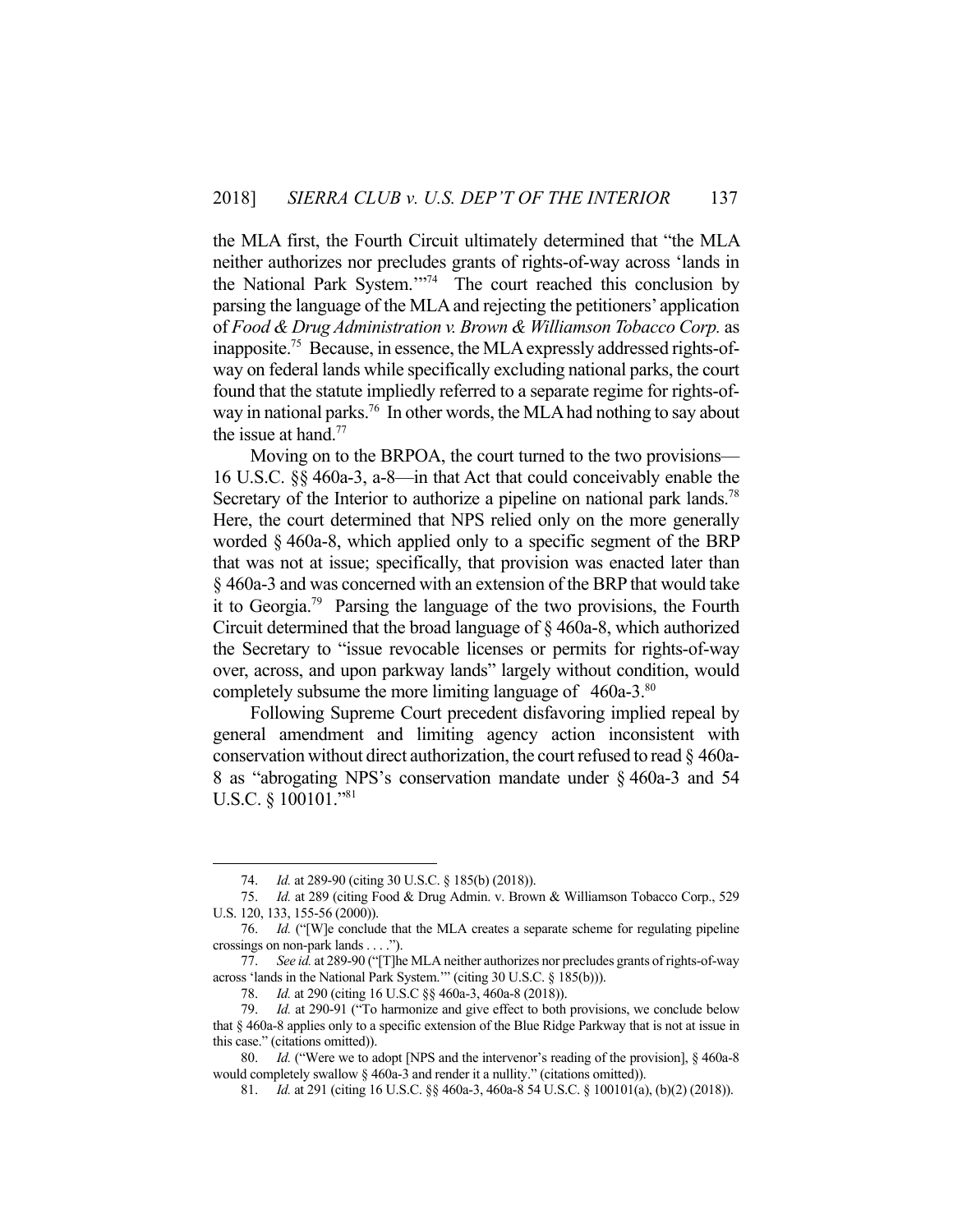the MLA first, the Fourth Circuit ultimately determined that "the MLA neither authorizes nor precludes grants of rights-of-way across 'lands in the National Park System.'"[74] The court reached this conclusion by parsing the language of the MLA and rejecting the petitioners' application of *Food & Drug Administration v. Brown & Williamson Tobacco Corp.* as inapposite.[75] Because, in essence, the MLA expressly addressed rights-of-way on federal lands while specifically excluding national parks, the court found that the statute impliedly referred to a separate regime for rights-of-way in national parks.[76] In other words, the MLA had nothing to say about the issue at hand.[77]

Moving on to the BRPOA, the court turned to the two provisions—16 U.S.C. §§ 460a-3, a-8—in that Act that could conceivably enable the Secretary of the Interior to authorize a pipeline on national park lands.[78] Here, the court determined that NPS relied only on the more generally worded § 460a-8, which applied only to a specific segment of the BRP that was not at issue; specifically, that provision was enacted later than § 460a-3 and was concerned with an extension of the BRP that would take it to Georgia.[79] Parsing the language of the two provisions, the Fourth Circuit determined that the broad language of § 460a-8, which authorized the Secretary to "issue revocable licenses or permits for rights-of-way over, across, and upon parkway lands" largely without condition, would completely subsume the more limiting language of 460a-3.[80]

Following Supreme Court precedent disfavoring implied repeal by general amendment and limiting agency action inconsistent with conservation without direct authorization, the court refused to read § 460a-8 as "abrogating NPS's conservation mandate under § 460a-3 and 54 U.S.C. § 100101."[81]

---

74. *Id.* at 289-90 (citing 30 U.S.C. § 185(b) (2018)).

75. *Id.* at 289 (citing Food & Drug Admin. v. Brown & Williamson Tobacco Corp., 529 U.S. 120, 133, 155-56 (2000)).

76. *Id.* ("[W]e conclude that the MLA creates a separate scheme for regulating pipeline crossings on non-park lands . . . .").

77. *See id.* at 289-90 ("[T]he MLA neither authorizes nor precludes grants of rights-of-way across 'lands in the National Park System.'" (citing 30 U.S.C. § 185(b))).

78. *Id.* at 290 (citing 16 U.S.C §§ 460a-3, 460a-8 (2018)).

79. *Id.* at 290-91 ("To harmonize and give effect to both provisions, we conclude below that § 460a-8 applies only to a specific extension of the Blue Ridge Parkway that is not at issue in this case." (citations omitted)).

80. *Id.* ("Were we to adopt [NPS and the intervenor's reading of the provision], § 460a-8 would completely swallow § 460a-3 and render it a nullity." (citations omitted)).

81. *Id.* at 291 (citing 16 U.S.C. §§ 460a-3, 460a-8 54 U.S.C. § 100101(a), (b)(2) (2018)).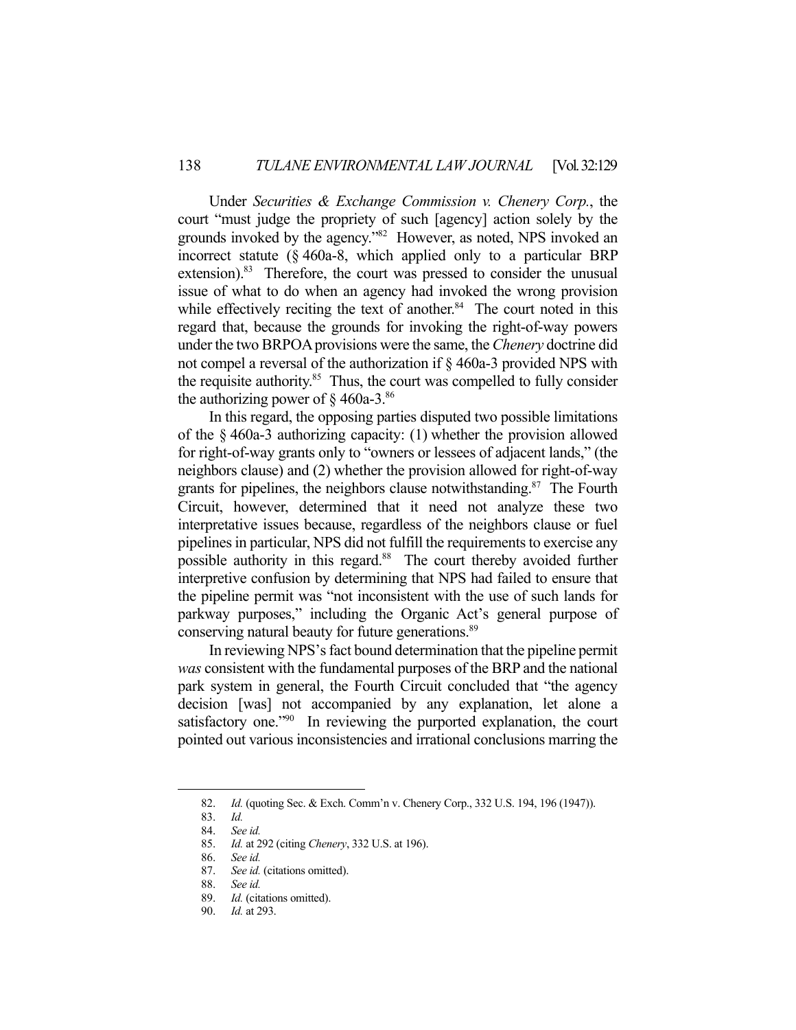Under *Securities & Exchange Commission v. Chenery Corp.*, the court "must judge the propriety of such [agency] action solely by the grounds invoked by the agency."[82] However, as noted, NPS invoked an incorrect statute (§ 460a-8, which applied only to a particular BRP extension).[83] Therefore, the court was pressed to consider the unusual issue of what to do when an agency had invoked the wrong provision while effectively reciting the text of another.[84] The court noted in this regard that, because the grounds for invoking the right-of-way powers under the two BRPOA provisions were the same, the *Chenery* doctrine did not compel a reversal of the authorization if § 460a-3 provided NPS with the requisite authority.[85] Thus, the court was compelled to fully consider the authorizing power of § 460a-3.[86]

In this regard, the opposing parties disputed two possible limitations of the § 460a-3 authorizing capacity: (1) whether the provision allowed for right-of-way grants only to "owners or lessees of adjacent lands," (the neighbors clause) and (2) whether the provision allowed for right-of-way grants for pipelines, the neighbors clause notwithstanding.[87] The Fourth Circuit, however, determined that it need not analyze these two interpretative issues because, regardless of the neighbors clause or fuel pipelines in particular, NPS did not fulfill the requirements to exercise any possible authority in this regard.[88] The court thereby avoided further interpretive confusion by determining that NPS had failed to ensure that the pipeline permit was "not inconsistent with the use of such lands for parkway purposes," including the Organic Act's general purpose of conserving natural beauty for future generations.[89]

In reviewing NPS's fact bound determination that the pipeline permit *was* consistent with the fundamental purposes of the BRP and the national park system in general, the Fourth Circuit concluded that "the agency decision [was] not accompanied by any explanation, let alone a satisfactory one."[90] In reviewing the purported explanation, the court pointed out various inconsistencies and irrational conclusions marring the

---

82. *Id.* (quoting Sec. & Exch. Comm'n v. Chenery Corp., 332 U.S. 194, 196 (1947)).

83. *Id.*

84. *See id.*

85. *Id.* at 292 (citing *Chenery*, 332 U.S. at 196).

86. *See id.*

87. *See id.* (citations omitted).

88. *See id.*

89. *Id.* (citations omitted).

90. *Id.* at 293.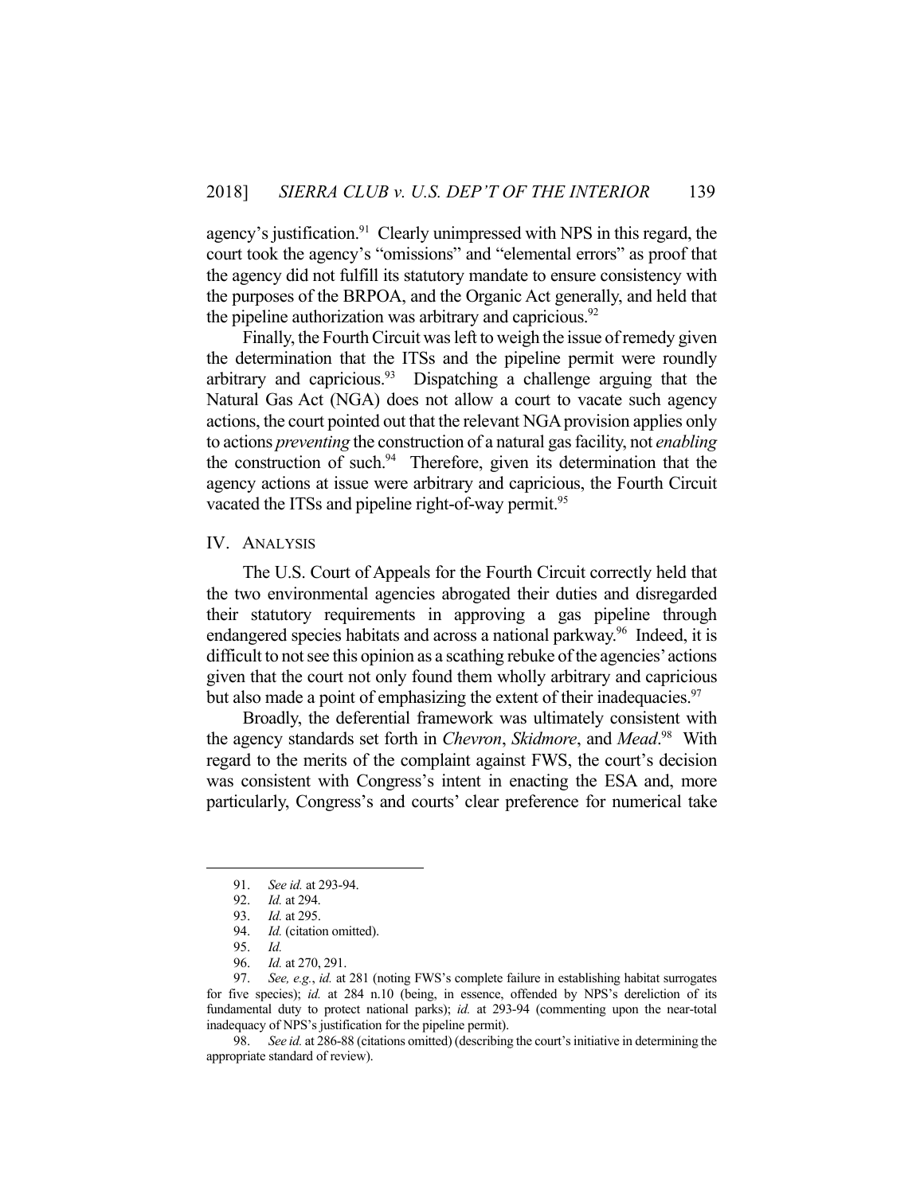agency's justification.[91] Clearly unimpressed with NPS in this regard, the court took the agency's "omissions" and "elemental errors" as proof that the agency did not fulfill its statutory mandate to ensure consistency with the purposes of the BRPOA, and the Organic Act generally, and held that the pipeline authorization was arbitrary and capricious.[92]

Finally, the Fourth Circuit was left to weigh the issue of remedy given the determination that the ITSs and the pipeline permit were roundly arbitrary and capricious.[93] Dispatching a challenge arguing that the Natural Gas Act (NGA) does not allow a court to vacate such agency actions, the court pointed out that the relevant NGA provision applies only to actions *preventing* the construction of a natural gas facility, not *enabling* the construction of such.[94] Therefore, given its determination that the agency actions at issue were arbitrary and capricious, the Fourth Circuit vacated the ITSs and pipeline right-of-way permit.[95]

## IV. ANALYSIS

The U.S. Court of Appeals for the Fourth Circuit correctly held that the two environmental agencies abrogated their duties and disregarded their statutory requirements in approving a gas pipeline through endangered species habitats and across a national parkway.[96] Indeed, it is difficult to not see this opinion as a scathing rebuke of the agencies' actions given that the court not only found them wholly arbitrary and capricious but also made a point of emphasizing the extent of their inadequacies.[97]

Broadly, the deferential framework was ultimately consistent with the agency standards set forth in *Chevron*, *Skidmore*, and *Mead*.[98] With regard to the merits of the complaint against FWS, the court's decision was consistent with Congress's intent in enacting the ESA and, more particularly, Congress's and courts' clear preference for numerical take

---

91. *See id.* at 293-94.

92. *Id.* at 294.

93. *Id.* at 295.

94. *Id.* (citation omitted).

95. *Id.*

96. *Id.* at 270, 291.

97. *See, e.g.*, *id.* at 281 (noting FWS's complete failure in establishing habitat surrogates for five species); *id.* at 284 n.10 (being, in essence, offended by NPS's dereliction of its fundamental duty to protect national parks); *id.* at 293-94 (commenting upon the near-total inadequacy of NPS's justification for the pipeline permit).

98. *See id.* at 286-88 (citations omitted) (describing the court's initiative in determining the appropriate standard of review).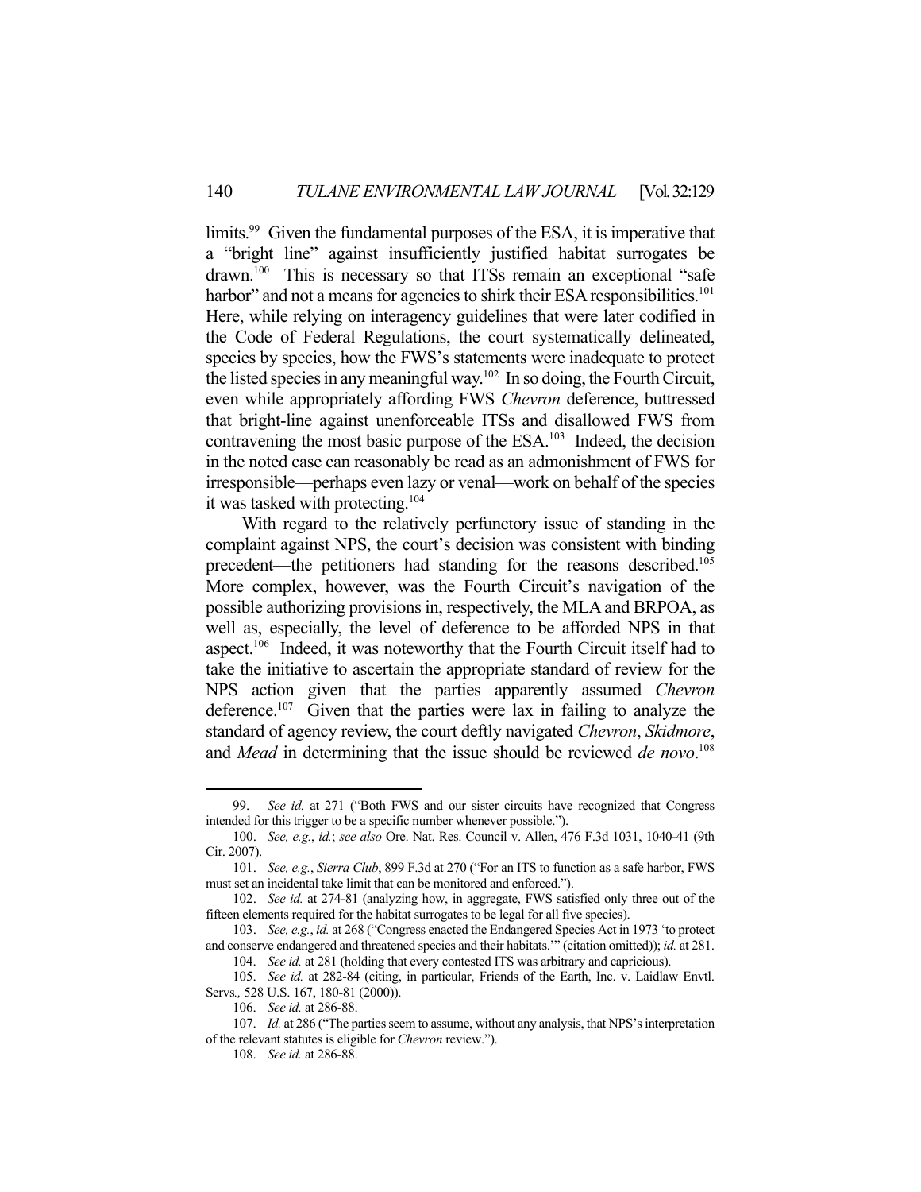limits.[99] Given the fundamental purposes of the ESA, it is imperative that a "bright line" against insufficiently justified habitat surrogates be drawn.[100] This is necessary so that ITSs remain an exceptional "safe harbor" and not a means for agencies to shirk their ESA responsibilities.[101] Here, while relying on interagency guidelines that were later codified in the Code of Federal Regulations, the court systematically delineated, species by species, how the FWS's statements were inadequate to protect the listed species in any meaningful way.[102] In so doing, the Fourth Circuit, even while appropriately affording FWS *Chevron* deference, buttressed that bright-line against unenforceable ITSs and disallowed FWS from contravening the most basic purpose of the ESA.[103] Indeed, the decision in the noted case can reasonably be read as an admonishment of FWS for irresponsible—perhaps even lazy or venal—work on behalf of the species it was tasked with protecting.[104]

With regard to the relatively perfunctory issue of standing in the complaint against NPS, the court's decision was consistent with binding precedent—the petitioners had standing for the reasons described.[105] More complex, however, was the Fourth Circuit's navigation of the possible authorizing provisions in, respectively, the MLA and BRPOA, as well as, especially, the level of deference to be afforded NPS in that aspect.[106] Indeed, it was noteworthy that the Fourth Circuit itself had to take the initiative to ascertain the appropriate standard of review for the NPS action given that the parties apparently assumed *Chevron* deference.[107] Given that the parties were lax in failing to analyze the standard of agency review, the court deftly navigated *Chevron*, *Skidmore*, and *Mead* in determining that the issue should be reviewed *de novo*.[108]

---

99. *See id.* at 271 ("Both FWS and our sister circuits have recognized that Congress intended for this trigger to be a specific number whenever possible.").

100. *See, e.g.*, *id.*; *see also* Ore. Nat. Res. Council v. Allen, 476 F.3d 1031, 1040-41 (9th Cir. 2007).

101. *See, e.g.*, *Sierra Club*, 899 F.3d at 270 ("For an ITS to function as a safe harbor, FWS must set an incidental take limit that can be monitored and enforced.").

102. *See id.* at 274-81 (analyzing how, in aggregate, FWS satisfied only three out of the fifteen elements required for the habitat surrogates to be legal for all five species).

103. *See, e.g.*, *id.* at 268 ("Congress enacted the Endangered Species Act in 1973 'to protect and conserve endangered and threatened species and their habitats.'" (citation omitted)); *id.* at 281.

104. *See id.* at 281 (holding that every contested ITS was arbitrary and capricious).

105. *See id.* at 282-84 (citing, in particular, Friends of the Earth, Inc. v. Laidlaw Envtl. Servs.*,* 528 U.S. 167, 180-81 (2000)).

106. *See id.* at 286-88.

107. *Id.* at 286 ("The parties seem to assume, without any analysis, that NPS's interpretation of the relevant statutes is eligible for *Chevron* review.").

108. *See id.* at 286-88.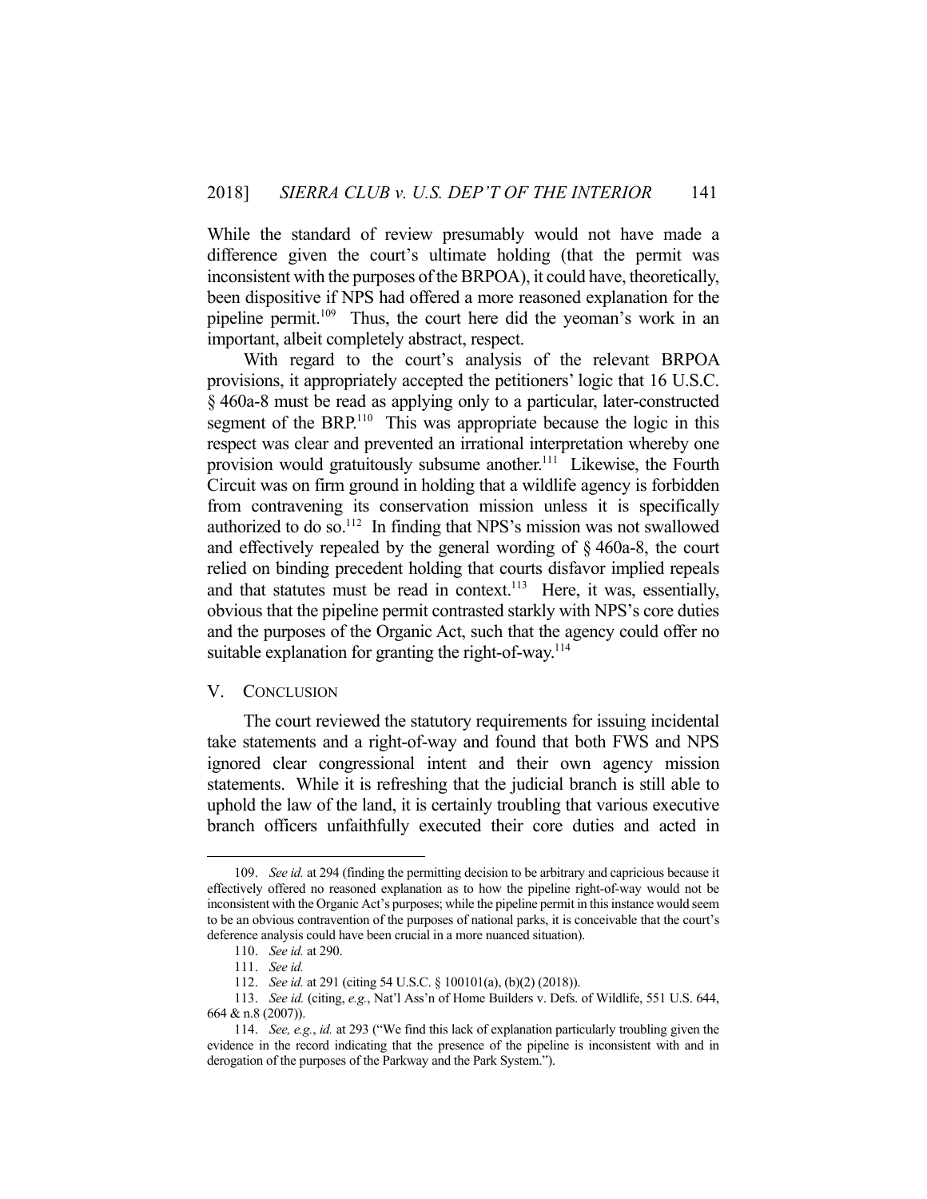While the standard of review presumably would not have made a difference given the court's ultimate holding (that the permit was inconsistent with the purposes of the BRPOA), it could have, theoretically, been dispositive if NPS had offered a more reasoned explanation for the pipeline permit.[109] Thus, the court here did the yeoman's work in an important, albeit completely abstract, respect.

With regard to the court's analysis of the relevant BRPOA provisions, it appropriately accepted the petitioners' logic that 16 U.S.C. § 460a-8 must be read as applying only to a particular, later-constructed segment of the BRP.[110] This was appropriate because the logic in this respect was clear and prevented an irrational interpretation whereby one provision would gratuitously subsume another.[111] Likewise, the Fourth Circuit was on firm ground in holding that a wildlife agency is forbidden from contravening its conservation mission unless it is specifically authorized to do so.[112] In finding that NPS's mission was not swallowed and effectively repealed by the general wording of § 460a-8, the court relied on binding precedent holding that courts disfavor implied repeals and that statutes must be read in context.[113] Here, it was, essentially, obvious that the pipeline permit contrasted starkly with NPS's core duties and the purposes of the Organic Act, such that the agency could offer no suitable explanation for granting the right-of-way.[114]

## V. Conclusion

The court reviewed the statutory requirements for issuing incidental take statements and a right-of-way and found that both FWS and NPS ignored clear congressional intent and their own agency mission statements. While it is refreshing that the judicial branch is still able to uphold the law of the land, it is certainly troubling that various executive branch officers unfaithfully executed their core duties and acted in

---

109. *See id.* at 294 (finding the permitting decision to be arbitrary and capricious because it effectively offered no reasoned explanation as to how the pipeline right-of-way would not be inconsistent with the Organic Act's purposes; while the pipeline permit in this instance would seem to be an obvious contravention of the purposes of national parks, it is conceivable that the court's deference analysis could have been crucial in a more nuanced situation).

110. *See id.* at 290.

111. *See id.*

112. *See id.* at 291 (citing 54 U.S.C. § 100101(a), (b)(2) (2018)).

113. *See id.* (citing, *e.g.*, Nat'l Ass'n of Home Builders v. Defs. of Wildlife, 551 U.S. 644, 664 & n.8 (2007)).

114. *See, e.g.*, *id.* at 293 ("We find this lack of explanation particularly troubling given the evidence in the record indicating that the presence of the pipeline is inconsistent with and in derogation of the purposes of the Parkway and the Park System.").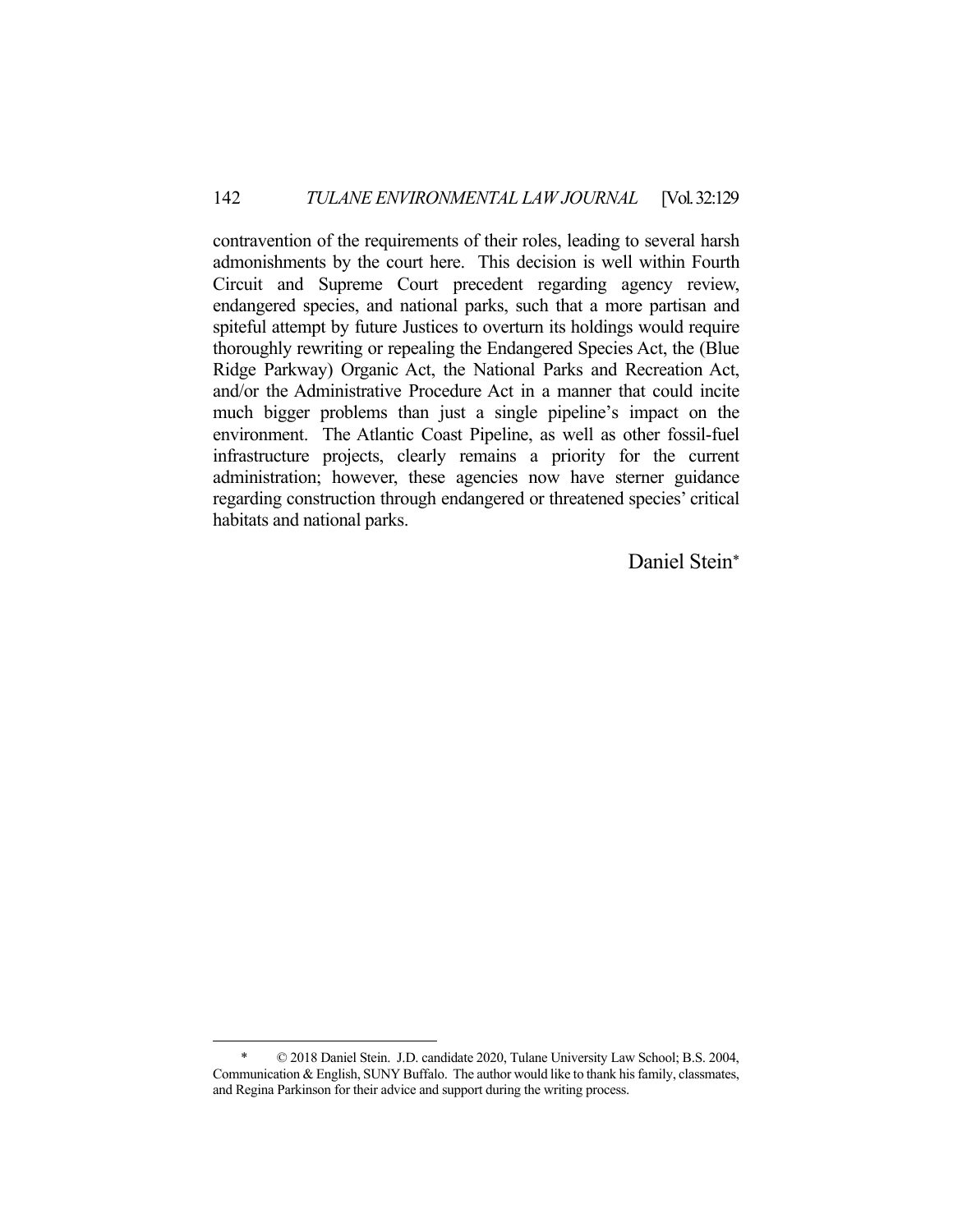contravention of the requirements of their roles, leading to several harsh admonishments by the court here. This decision is well within Fourth Circuit and Supreme Court precedent regarding agency review, endangered species, and national parks, such that a more partisan and spiteful attempt by future Justices to overturn its holdings would require thoroughly rewriting or repealing the Endangered Species Act, the (Blue Ridge Parkway) Organic Act, the National Parks and Recreation Act, and/or the Administrative Procedure Act in a manner that could incite much bigger problems than just a single pipeline's impact on the environment. The Atlantic Coast Pipeline, as well as other fossil-fuel infrastructure projects, clearly remains a priority for the current administration; however, these agencies now have sterner guidance regarding construction through endangered or threatened species' critical habitats and national parks.

Daniel Stein*

\* © 2018 Daniel Stein. J.D. candidate 2020, Tulane University Law School; B.S. 2004, Communication & English, SUNY Buffalo. The author would like to thank his family, classmates, and Regina Parkinson for their advice and support during the writing process.